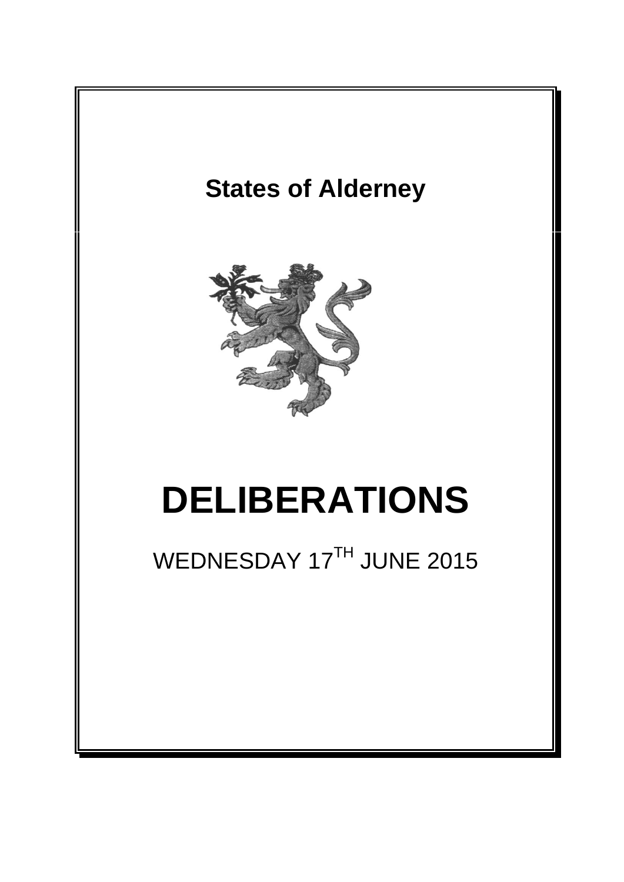# States of Alderney

# DELIBERATIONS

WEDNESDAY 17[TH] JUNE 2015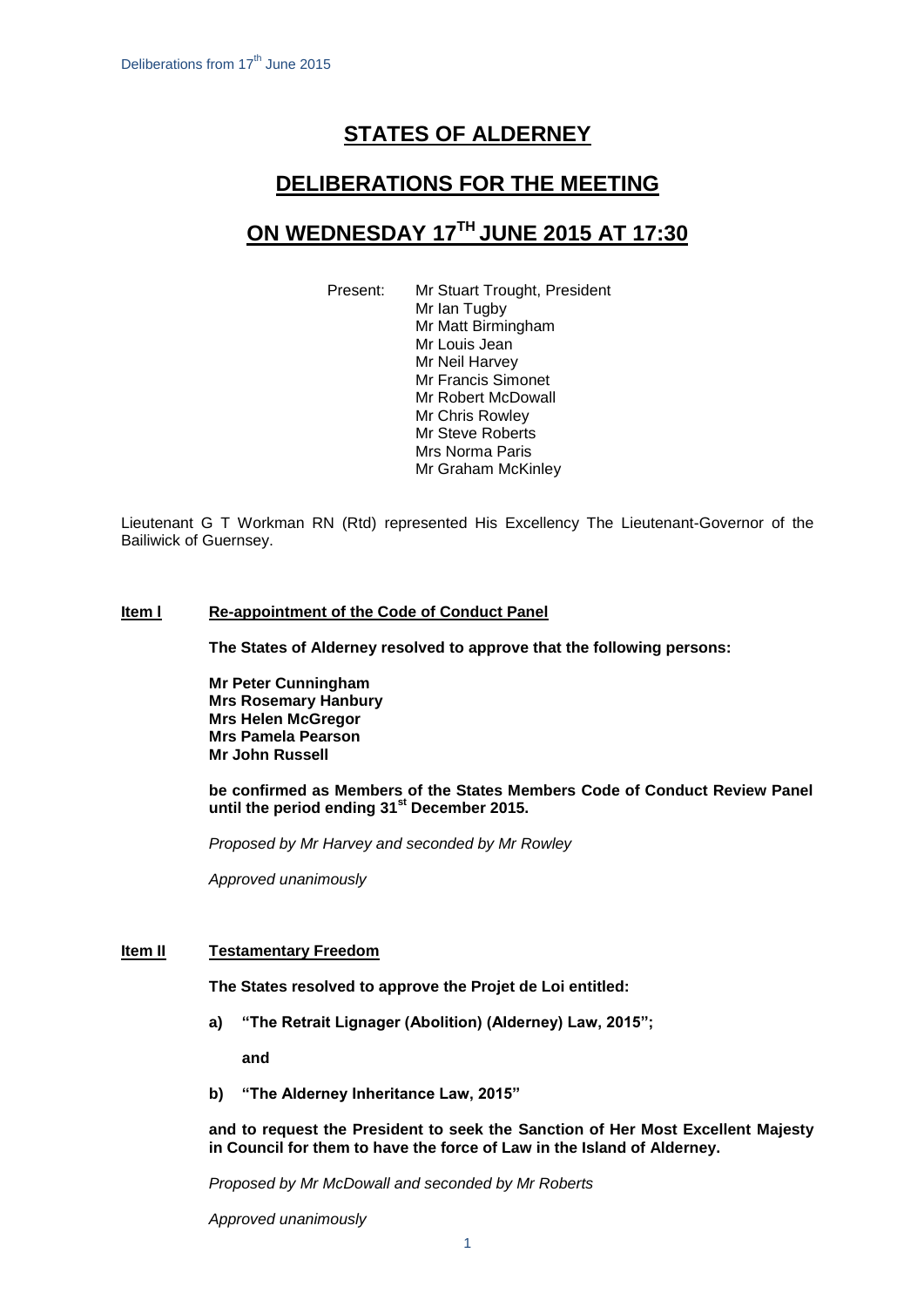# STATES OF ALDERNEY

## DELIBERATIONS FOR THE MEETING

## ON WEDNESDAY 17TH JUNE 2015 AT 17:30

Present: Mr Stuart Trought, President
Mr Ian Tugby
Mr Matt Birmingham
Mr Louis Jean
Mr Neil Harvey
Mr Francis Simonet
Mr Robert McDowall
Mr Chris Rowley
Mr Steve Roberts
Mrs Norma Paris
Mr Graham McKinley

Lieutenant G T Workman RN (Rtd) represented His Excellency The Lieutenant-Governor of the Bailiwick of Guernsey.

**Item I Re-appointment of the Code of Conduct Panel**

**The States of Alderney resolved to approve that the following persons:**

**Mr Peter Cunningham**
**Mrs Rosemary Hanbury**
**Mrs Helen McGregor**
**Mrs Pamela Pearson**
**Mr John Russell**

**be confirmed as Members of the States Members Code of Conduct Review Panel until the period ending 31st December 2015.**

*Proposed by Mr Harvey and seconded by Mr Rowley*

*Approved unanimously*

**Item II Testamentary Freedom**

**The States resolved to approve the Projet de Loi entitled:**

**a) "The Retrait Lignager (Abolition) (Alderney) Law, 2015";**

**and**

**b) "The Alderney Inheritance Law, 2015"**

**and to request the President to seek the Sanction of Her Most Excellent Majesty in Council for them to have the force of Law in the Island of Alderney.**

*Proposed by Mr McDowall and seconded by Mr Roberts*

*Approved unanimously*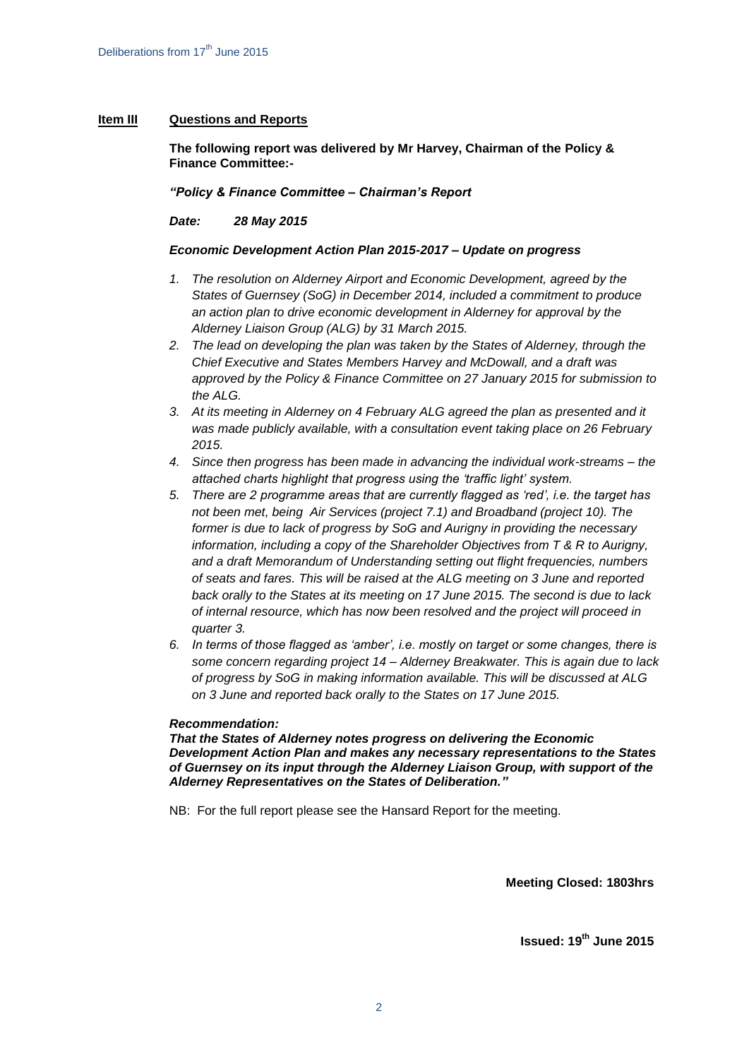**Item III Questions and Reports**

**The following report was delivered by Mr Harvey, Chairman of the Policy & Finance Committee:-**

***"Policy & Finance Committee – Chairman's Report***

***Date: 28 May 2015***

***Economic Development Action Plan 2015-2017 – Update on progress***

1. *The resolution on Alderney Airport and Economic Development, agreed by the States of Guernsey (SoG) in December 2014, included a commitment to produce an action plan to drive economic development in Alderney for approval by the Alderney Liaison Group (ALG) by 31 March 2015.*
2. *The lead on developing the plan was taken by the States of Alderney, through the Chief Executive and States Members Harvey and McDowall, and a draft was approved by the Policy & Finance Committee on 27 January 2015 for submission to the ALG.*
3. *At its meeting in Alderney on 4 February ALG agreed the plan as presented and it was made publicly available, with a consultation event taking place on 26 February 2015.*
4. *Since then progress has been made in advancing the individual work-streams – the attached charts highlight that progress using the 'traffic light' system.*
5. *There are 2 programme areas that are currently flagged as 'red', i.e. the target has not been met, being Air Services (project 7.1) and Broadband (project 10). The former is due to lack of progress by SoG and Aurigny in providing the necessary information, including a copy of the Shareholder Objectives from T & R to Aurigny, and a draft Memorandum of Understanding setting out flight frequencies, numbers of seats and fares. This will be raised at the ALG meeting on 3 June and reported back orally to the States at its meeting on 17 June 2015. The second is due to lack of internal resource, which has now been resolved and the project will proceed in quarter 3.*
6. *In terms of those flagged as 'amber', i.e. mostly on target or some changes, there is some concern regarding project 14 – Alderney Breakwater. This is again due to lack of progress by SoG in making information available. This will be discussed at ALG on 3 June and reported back orally to the States on 17 June 2015.*

***Recommendation:***
***That the States of Alderney notes progress on delivering the Economic Development Action Plan and makes any necessary representations to the States of Guernsey on its input through the Alderney Liaison Group, with support of the Alderney Representatives on the States of Deliberation."***

NB: For the full report please see the Hansard Report for the meeting.

**Meeting Closed: 1803hrs**

**Issued: 19th June 2015**